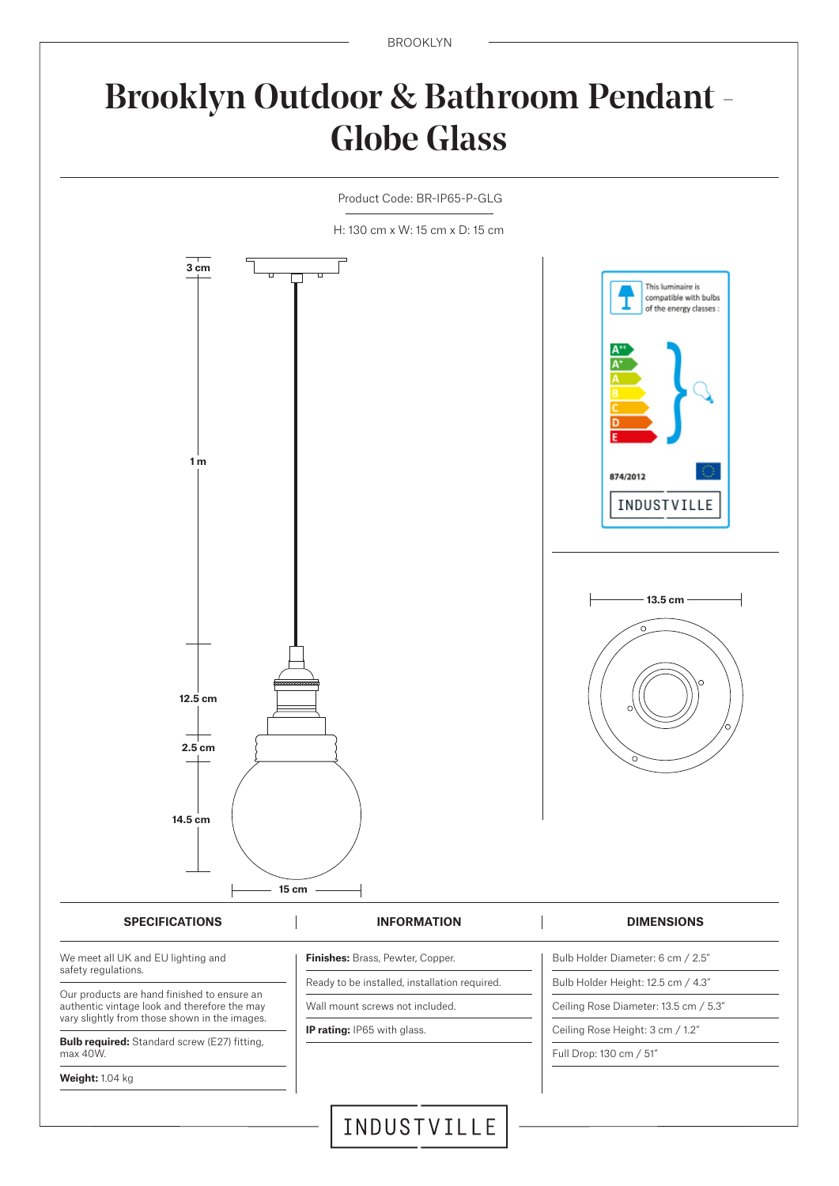# Brooklyn Outdoor & Bathroom Pendant - Globe Glass

Product Code: BR-IP65-P-GLG

H: 130 cm x W: 15 cm x D: 15 cm

3 cm

1 m

12.5 cm

2.5 cm

14.5 cm

15 cm

This luminaire is compatible with bulbs of the energy classes :

A++ A+ A B C D E

874/2012

INDUSTVILLE

13.5 cm

## SPECIFICATIONS

We meet all UK and EU lighting and safety regulations.

Our products are hand finished to ensure an authentic vintage look and therefore the may vary slightly from those shown in the images.

**Bulb required:** Standard screw (E27) fitting, max 40W.

**Weight:** 1.04 kg

## INFORMATION

**Finishes:** Brass, Pewter, Copper.

Ready to be installed, installation required.

Wall mount screws not included.

**IP rating:** IP65 with glass.

## DIMENSIONS

Bulb Holder Diameter: 6 cm / 2.5"

Bulb Holder Height: 12.5 cm / 4.3"

Ceiling Rose Diameter: 13.5 cm / 5.3"

Ceiling Rose Height: 3 cm / 1.2"

Full Drop: 130 cm / 51"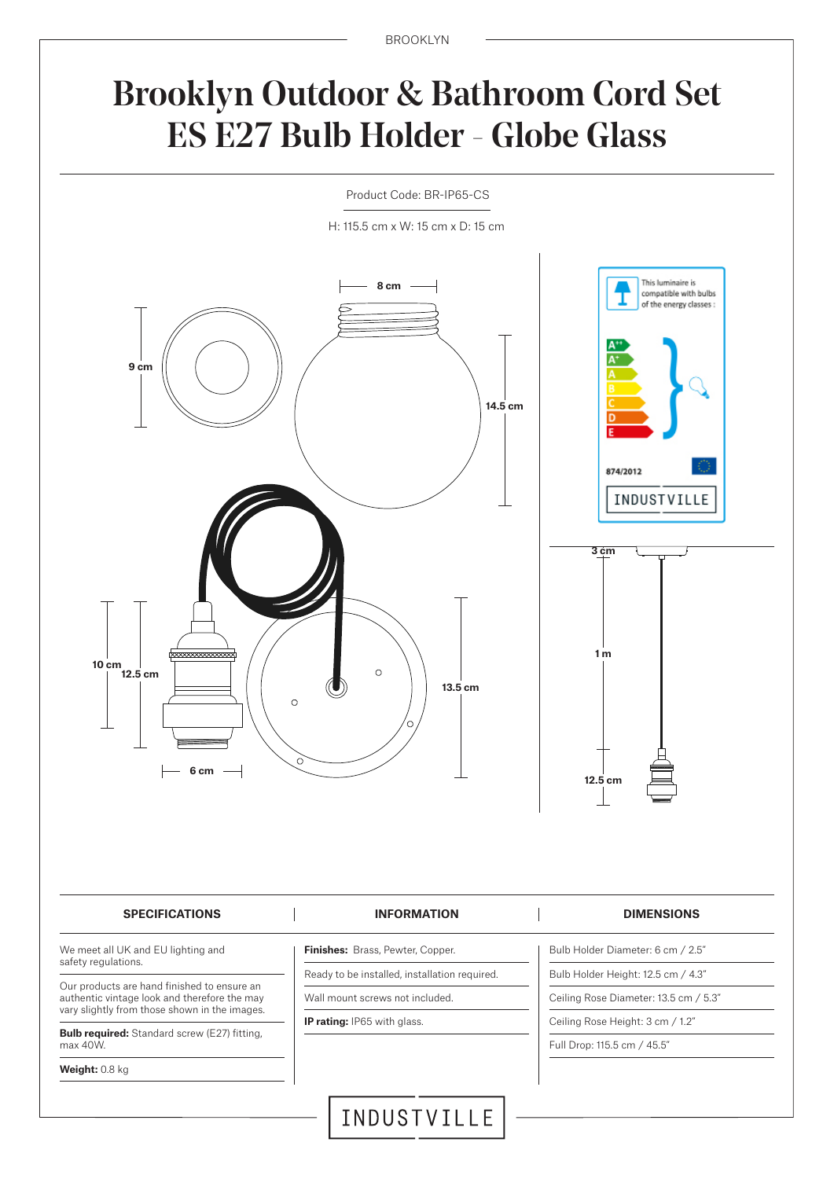# Brooklyn Outdoor & Bathroom Cord Set ES E27 Bulb Holder - Globe Glass

Product Code: BR-IP65-CS

H: 115.5 cm x W: 15 cm x D: 15 cm

8 cm

9 cm

14.5 cm

10 cm

12.5 cm

13.5 cm

6 cm

This luminaire is compatible with bulbs of the energy classes :

A++ A+ A B C D E

874/2012

INDUSTVILLE

3 cm

1 m

12.5 cm

| SPECIFICATIONS | INFORMATION | DIMENSIONS |
|---|---|---|
| We meet all UK and EU lighting and safety regulations. | **Finishes:** Brass, Pewter, Copper. | Bulb Holder Diameter: 6 cm / 2.5" |
| Our products are hand finished to ensure an authentic vintage look and therefore the may vary slightly from those shown in the images. | Ready to be installed, installation required. | Bulb Holder Height: 12.5 cm / 4.3" |
| **Bulb required:** Standard screw (E27) fitting, max 40W. | Wall mount screws not included. | Ceiling Rose Diameter: 13.5 cm / 5.3" |
| **Weight:** 0.8 kg | **IP rating:** IP65 with glass. | Ceiling Rose Height: 3 cm / 1.2" |
| | | Full Drop: 115.5 cm / 45.5" |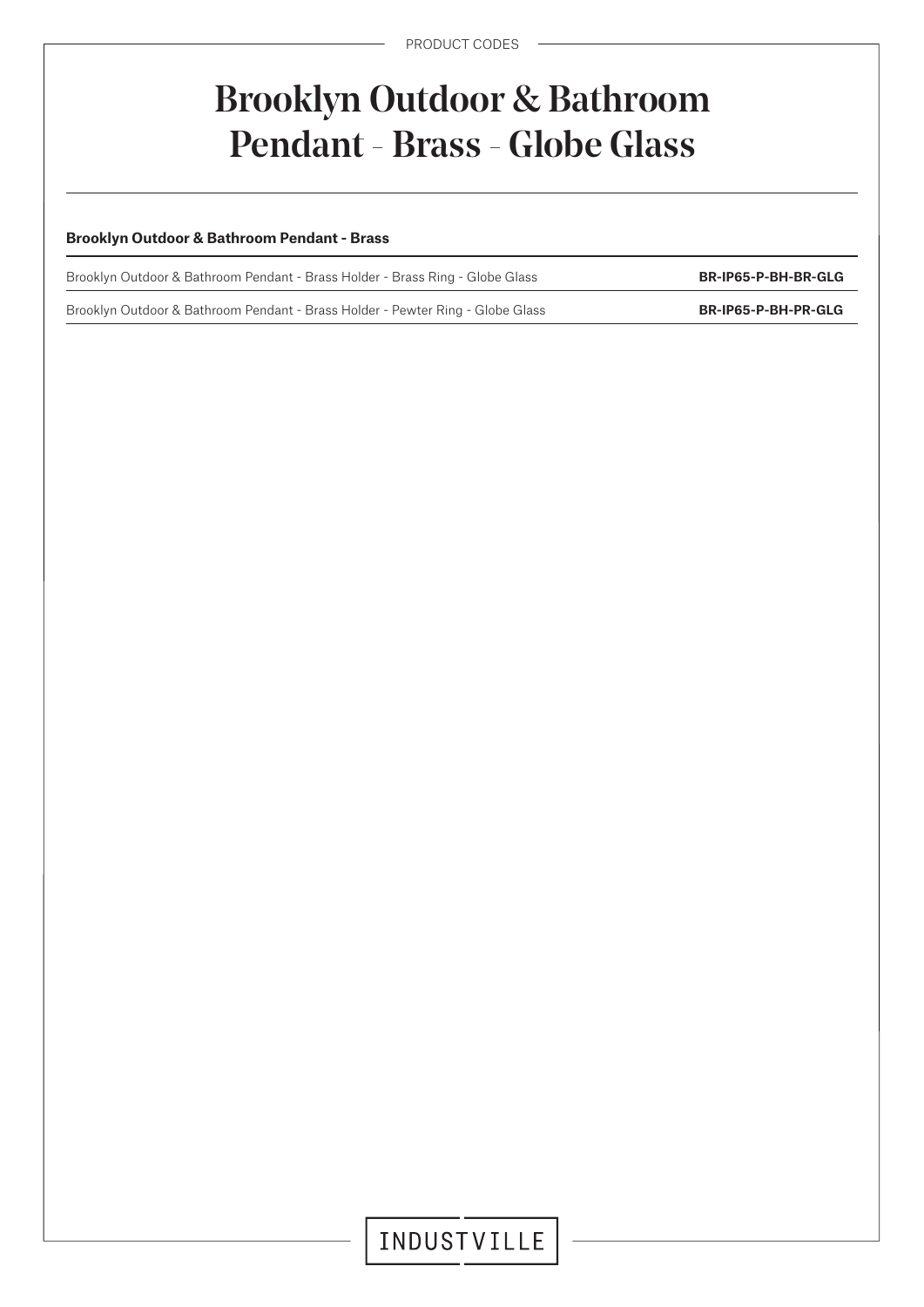# Brooklyn Outdoor & Bathroom Pendant - Brass - Globe Glass

**Brooklyn Outdoor & Bathroom Pendant - Brass**

| | |
|---|---|
| Brooklyn Outdoor & Bathroom Pendant - Brass Holder - Brass Ring - Globe Glass | **BR-IP65-P-BH-BR-GLG** |
| Brooklyn Outdoor & Bathroom Pendant - Brass Holder - Pewter Ring - Globe Glass | **BR-IP65-P-BH-PR-GLG** |